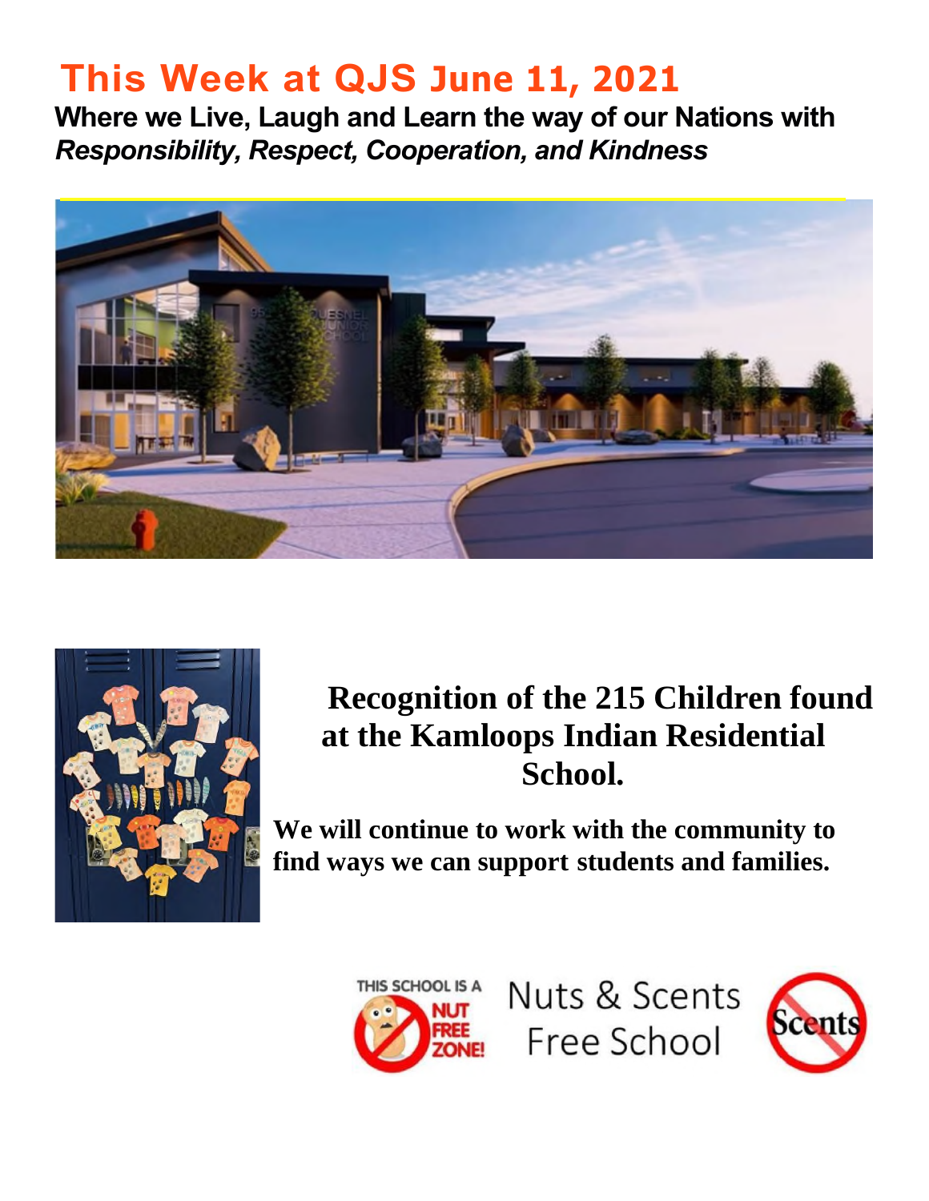# This Week at QJS June 11, 2021

**Where we Live, Laugh and Learn the way of our Nations with** ***Responsibility, Respect, Cooperation, and Kindness***

## Recognition of the 215 Children found at the Kamloops Indian Residential School.

**We will continue to work with the community to find ways we can support students and families.**

THIS SCHOOL IS A NUT FREE ZONE!

Nuts & Scents Free School

Scents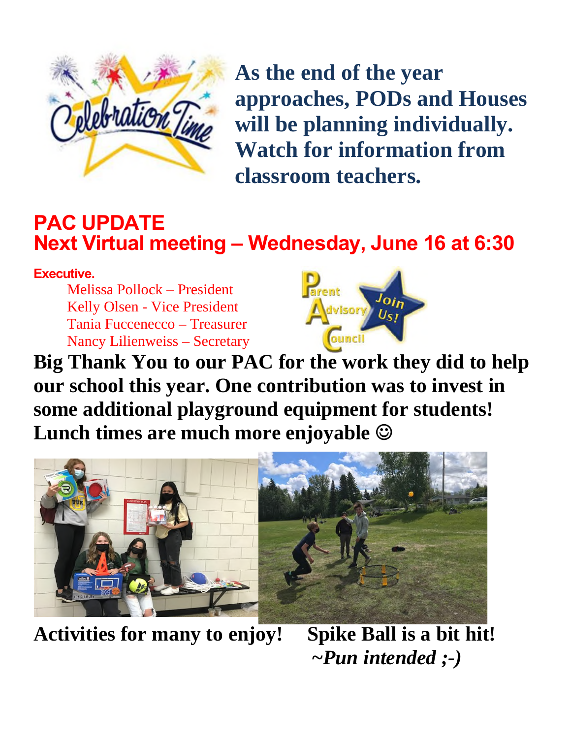**As the end of the year approaches, PODs and Houses will be planning individually. Watch for information from classroom teachers.**

## PAC UPDATE
## Next Virtual meeting – Wednesday, June 16 at 6:30

**Executive.**

Melissa Pollock – President
Kelly Olsen - Vice President
Tania Fuccenecco – Treasurer
Nancy Lilienweiss – Secretary

**Big Thank You to our PAC for the work they did to help our school this year. One contribution was to invest in some additional playground equipment for students! Lunch times are much more enjoyable ☺**

**Activities for many to enjoy!** **Spike Ball is a bit hit!** ***~Pun intended ;-)***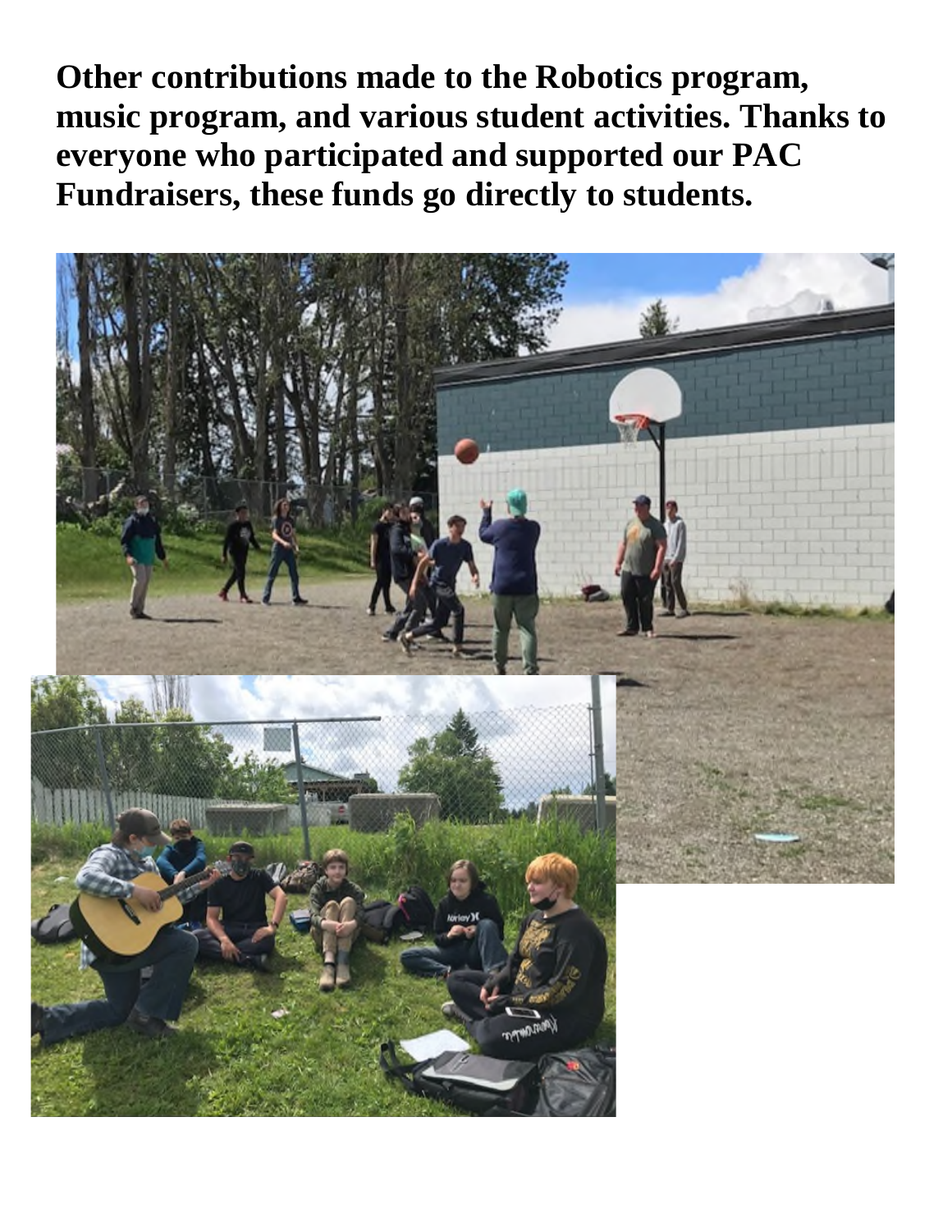**Other contributions made to the Robotics program, music program, and various student activities. Thanks to everyone who participated and supported our PAC Fundraisers, these funds go directly to students.**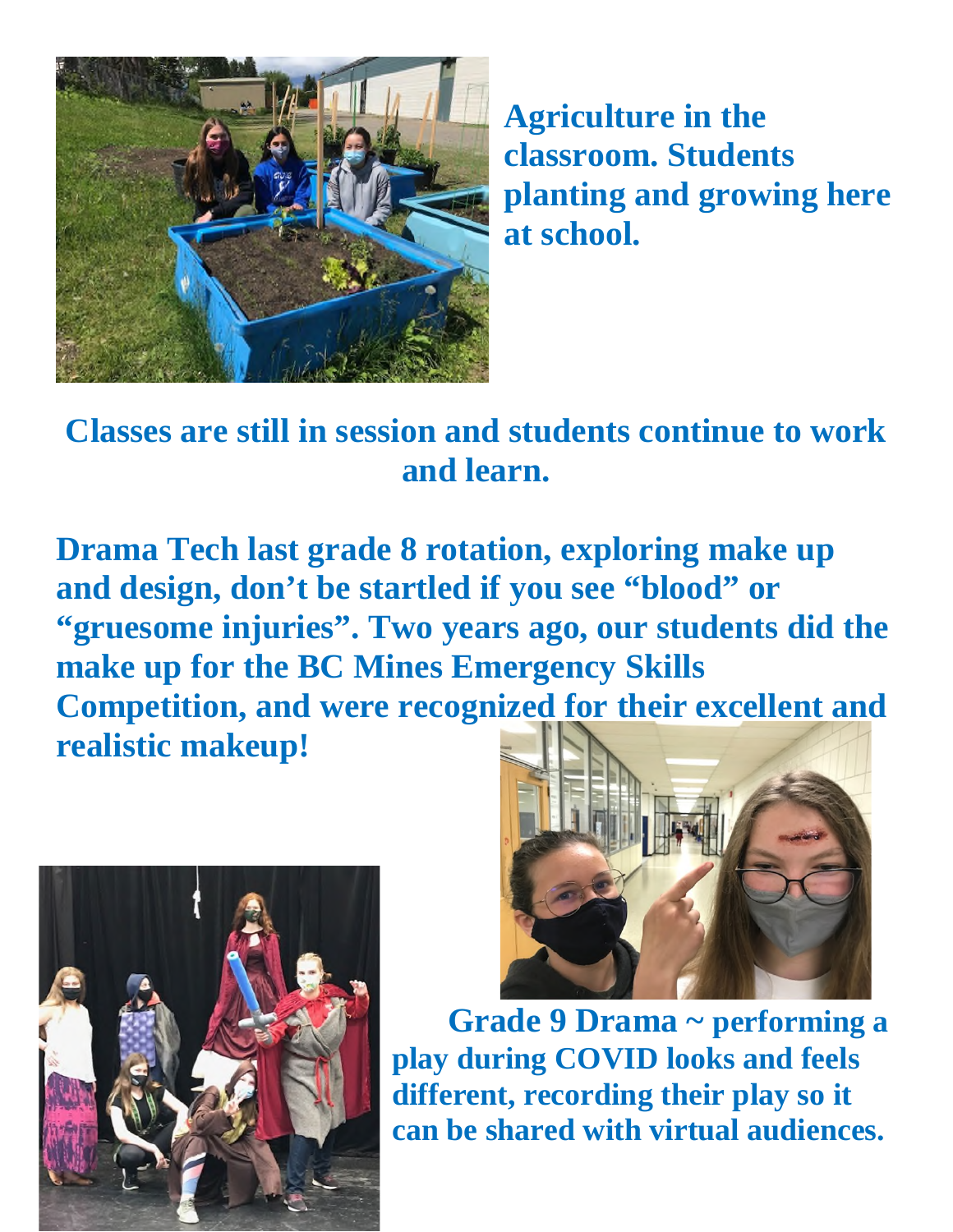**Agriculture in the classroom. Students planting and growing here at school.**

**Classes are still in session and students continue to work and learn.**

**Drama Tech last grade 8 rotation, exploring make up and design, don't be startled if you see "blood" or "gruesome injuries". Two years ago, our students did the make up for the BC Mines Emergency Skills Competition, and were recognized for their excellent and realistic makeup!**

**Grade 9 Drama ~ performing a play during COVID looks and feels different, recording their play so it can be shared with virtual audiences.**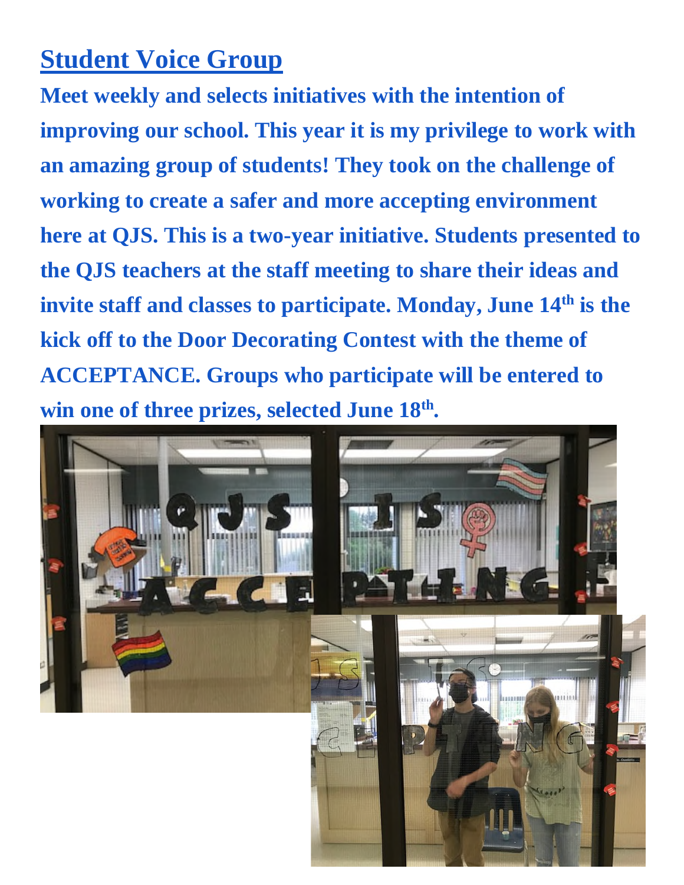## Student Voice Group

**Meet weekly and selects initiatives with the intention of improving our school. This year it is my privilege to work with an amazing group of students! They took on the challenge of working to create a safer and more accepting environment here at QJS. This is a two-year initiative. Students presented to the QJS teachers at the staff meeting to share their ideas and invite staff and classes to participate. Monday, June 14th is the kick off to the Door Decorating Contest with the theme of ACCEPTANCE. Groups who participate will be entered to win one of three prizes, selected June 18th.**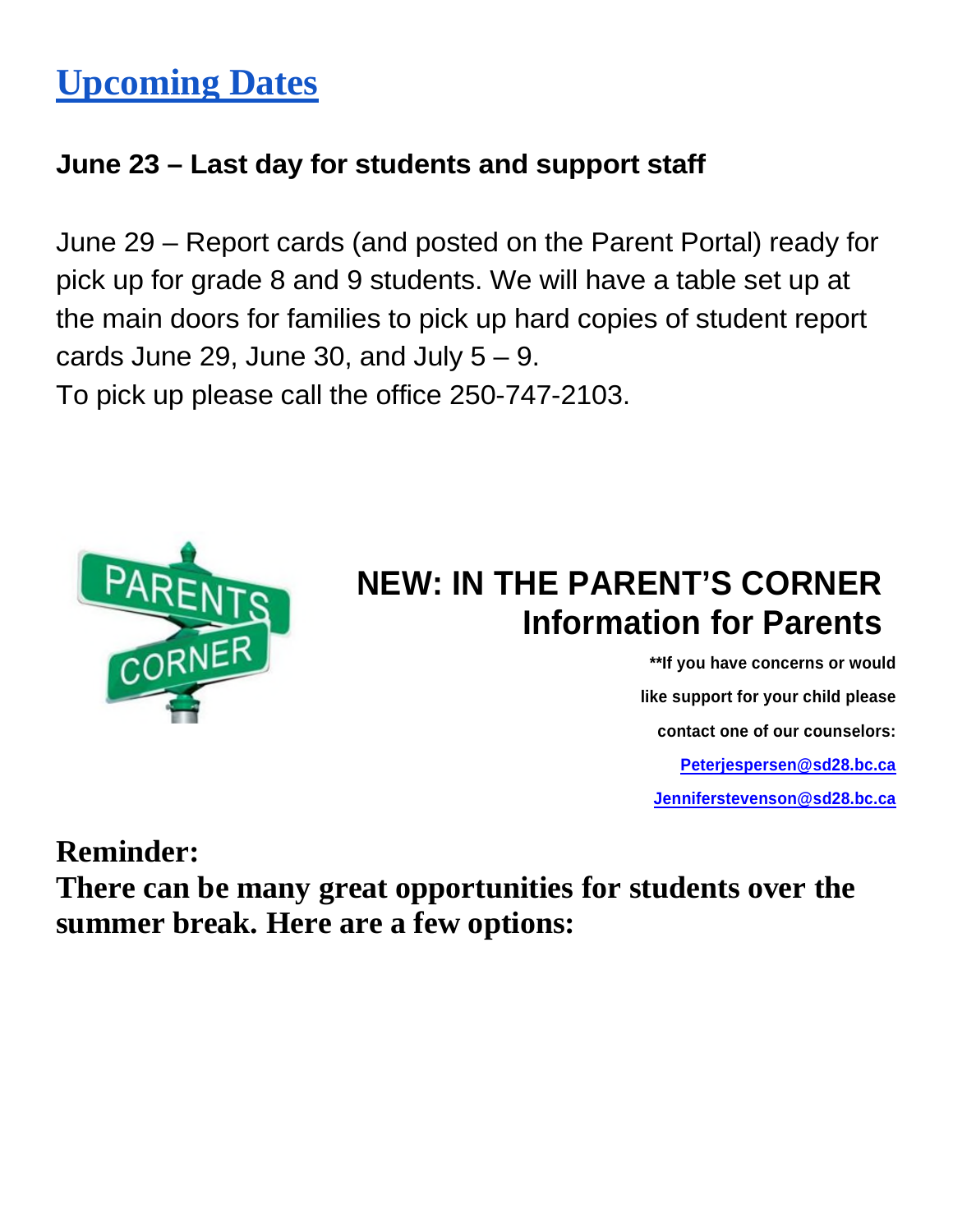# Upcoming Dates

**June 23 – Last day for students and support staff**

June 29 – Report cards (and posted on the Parent Portal) ready for pick up for grade 8 and 9 students. We will have a table set up at the main doors for families to pick up hard copies of student report cards June 29, June 30, and July 5 – 9.
To pick up please call the office 250-747-2103.

## NEW: IN THE PARENT'S CORNER Information for Parents

**\*\*If you have concerns or would like support for your child please contact one of our counselors:**

**Peterjespersen@sd28.bc.ca**

**Jenniferstevenson@sd28.bc.ca**

**Reminder:**
**There can be many great opportunities for students over the summer break. Here are a few options:**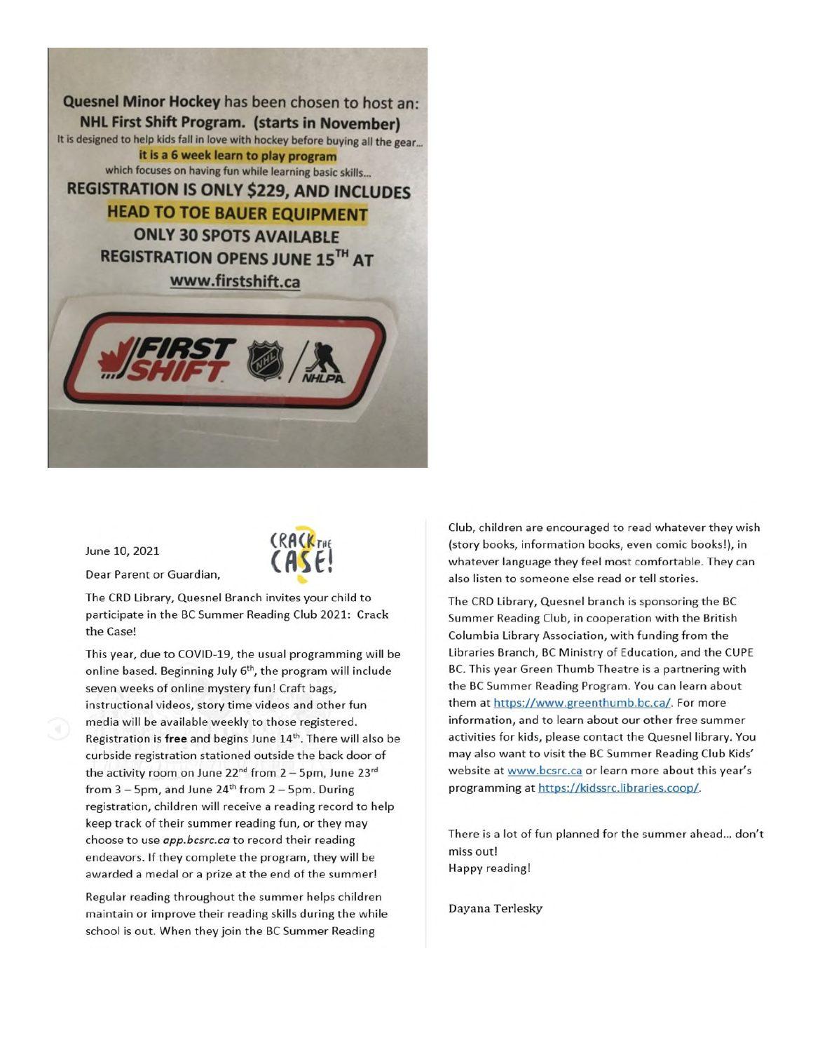**Quesnel Minor Hockey** has been chosen to host an:

**NHL First Shift Program. (starts in November)**

It is designed to help kids fall in love with hockey before buying all the gear...

**it is a 6 week learn to play program**

which focuses on having fun while learning basic skills...

**REGISTRATION IS ONLY $229, AND INCLUDES**

**HEAD TO TOE BAUER EQUIPMENT**

**ONLY 30 SPOTS AVAILABLE**

**REGISTRATION OPENS JUNE 15TH AT**

**www.firstshift.ca**

FIRST SHIFT NHL NHLPA

---

June 10, 2021

CRACK THE CASE!

Dear Parent or Guardian,

The CRD Library, Quesnel Branch invites your child to participate in the BC Summer Reading Club 2021: Crack the Case!

This year, due to COVID-19, the usual programming will be online based. Beginning July 6th, the program will include seven weeks of online mystery fun! Craft bags, instructional videos, story time videos and other fun media will be available weekly to those registered. Registration is **free** and begins June 14th. There will also be curbside registration stationed outside the back door of the activity room on June 22nd from 2 – 5pm, June 23rd from 3 – 5pm, and June 24th from 2 – 5pm. During registration, children will receive a reading record to help keep track of their summer reading fun, or they may choose to use ***app.bcsrc.ca*** to record their reading endeavors. If they complete the program, they will be awarded a medal or a prize at the end of the summer!

Regular reading throughout the summer helps children maintain or improve their reading skills during the while school is out. When they join the BC Summer Reading Club, children are encouraged to read whatever they wish (story books, information books, even comic books!), in whatever language they feel most comfortable. They can also listen to someone else read or tell stories.

The CRD Library, Quesnel branch is sponsoring the BC Summer Reading Club, in cooperation with the British Columbia Library Association, with funding from the Libraries Branch, BC Ministry of Education, and the CUPE BC. This year Green Thumb Theatre is a partnering with the BC Summer Reading Program. You can learn about them at https://www.greenthumb.bc.ca/. For more information, and to learn about our other free summer activities for kids, please contact the Quesnel library. You may also want to visit the BC Summer Reading Club Kids' website at www.bcsrc.ca or learn more about this year's programming at https://kidssrc.libraries.coop/.

There is a lot of fun planned for the summer ahead... don't miss out!
Happy reading!

Dayana Terlesky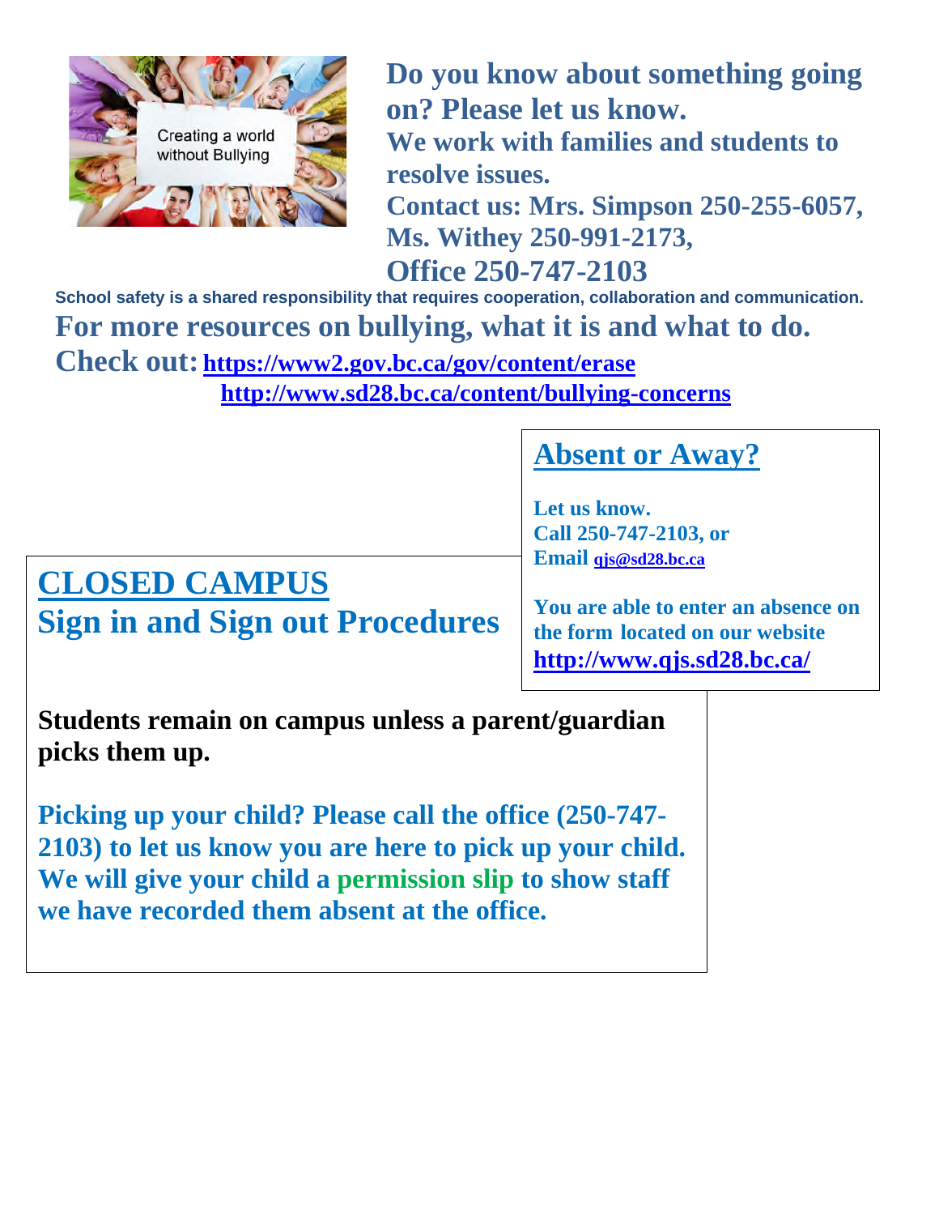Creating a world without Bullying

**Do you know about something going on? Please let us know.**
**We work with families and students to resolve issues.**
**Contact us: Mrs. Simpson 250-255-6057, Ms. Withey 250-991-2173, Office 250-747-2103**

**School safety is a shared responsibility that requires cooperation, collaboration and communication.**

**For more resources on bullying, what it is and what to do.**

**Check out:** https://www2.gov.bc.ca/gov/content/erase
http://www.sd28.bc.ca/content/bullying-concerns

## Absent or Away?

**Let us know.**
**Call 250-747-2103, or**
**Email qjs@sd28.bc.ca**

**You are able to enter an absence on the form located on our website** http://www.qjs.sd28.bc.ca/

## CLOSED CAMPUS
## Sign in and Sign out Procedures

**Students remain on campus unless a parent/guardian picks them up.**

**Picking up your child? Please call the office (250-747-2103) to let us know you are here to pick up your child. We will give your child a permission slip to show staff we have recorded them absent at the office.**